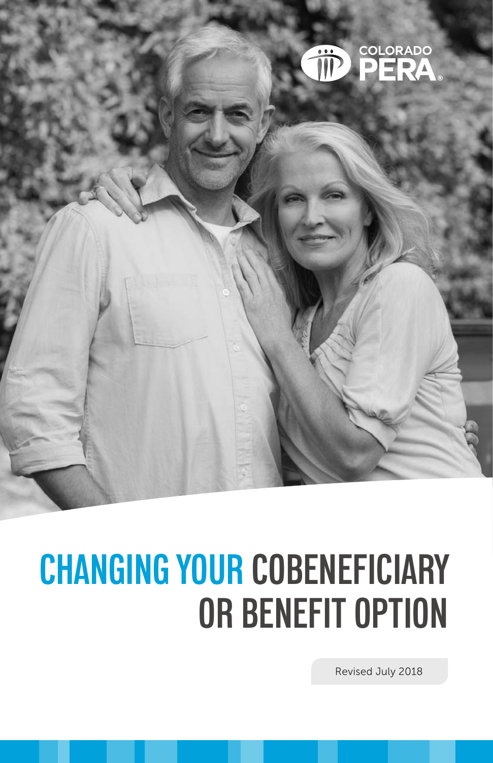COLORADO PERA

# CHANGING YOUR COBENEFICIARY OR BENEFIT OPTION

Revised July 2018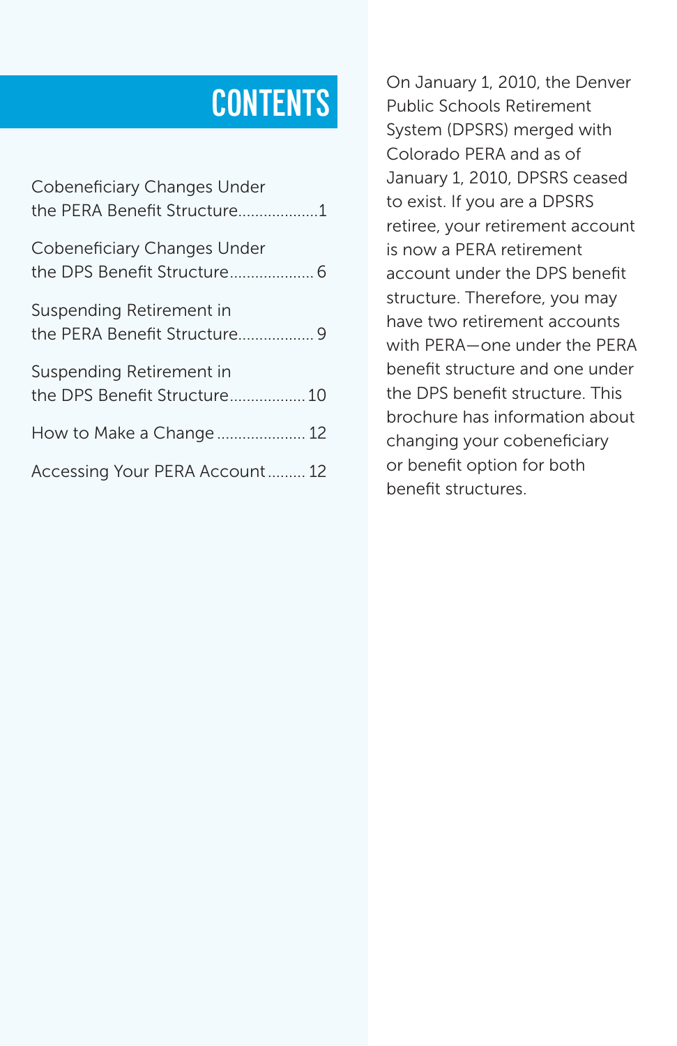# CONTENTS

Cobeneficiary Changes Under the PERA Benefit Structure...................1

Cobeneficiary Changes Under the DPS Benefit Structure.................... 6

Suspending Retirement in the PERA Benefit Structure.................. 9

Suspending Retirement in the DPS Benefit Structure.................. 10

How to Make a Change..................... 12

Accessing Your PERA Account......... 12

On January 1, 2010, the Denver Public Schools Retirement System (DPSRS) merged with Colorado PERA and as of January 1, 2010, DPSRS ceased to exist. If you are a DPSRS retiree, your retirement account is now a PERA retirement account under the DPS benefit structure. Therefore, you may have two retirement accounts with PERA—one under the PERA benefit structure and one under the DPS benefit structure. This brochure has information about changing your cobeneficiary or benefit option for both benefit structures.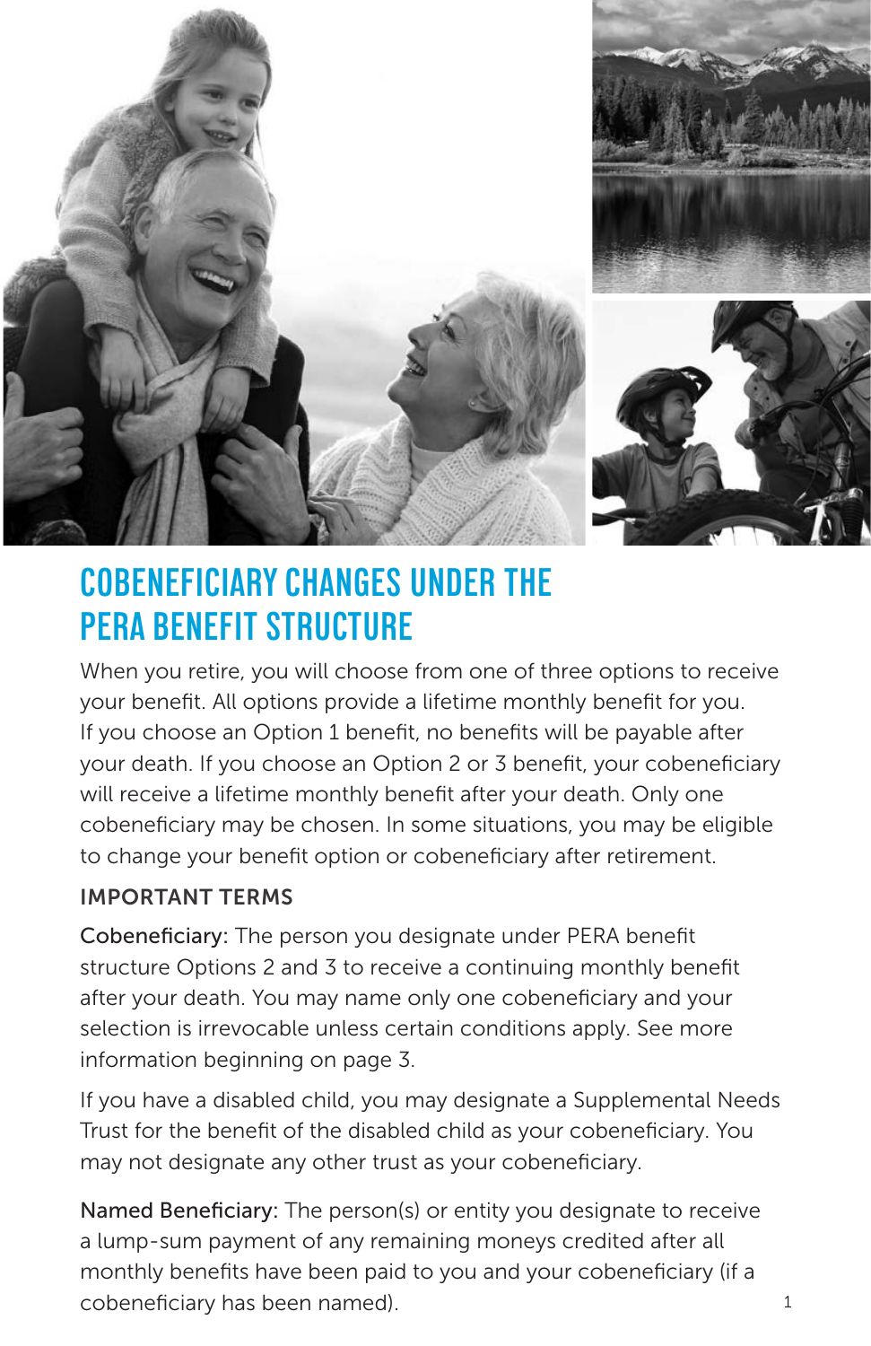# COBENEFICIARY CHANGES UNDER THE PERA BENEFIT STRUCTURE

When you retire, you will choose from one of three options to receive your benefit. All options provide a lifetime monthly benefit for you. If you choose an Option 1 benefit, no benefits will be payable after your death. If you choose an Option 2 or 3 benefit, your cobeneficiary will receive a lifetime monthly benefit after your death. Only one cobeneficiary may be chosen. In some situations, you may be eligible to change your benefit option or cobeneficiary after retirement.

## IMPORTANT TERMS

Cobeneficiary: The person you designate under PERA benefit structure Options 2 and 3 to receive a continuing monthly benefit after your death. You may name only one cobeneficiary and your selection is irrevocable unless certain conditions apply. See more information beginning on page 3.

If you have a disabled child, you may designate a Supplemental Needs Trust for the benefit of the disabled child as your cobeneficiary. You may not designate any other trust as your cobeneficiary.

Named Beneficiary: The person(s) or entity you designate to receive a lump-sum payment of any remaining moneys credited after all monthly benefits have been paid to you and your cobeneficiary (if a cobeneficiary has been named).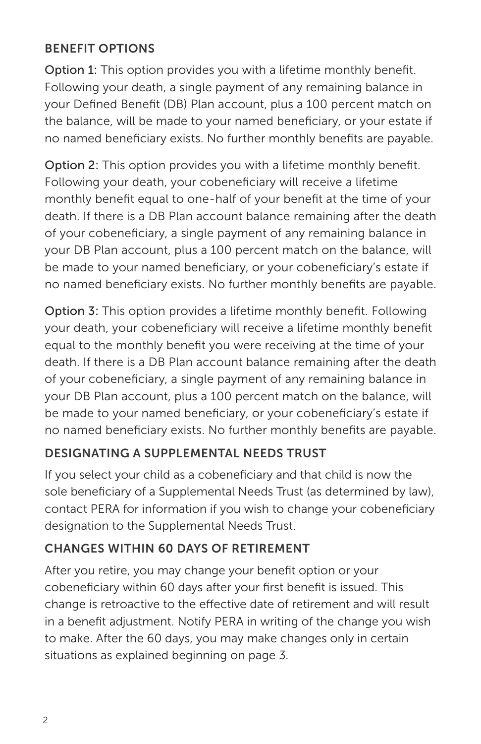## BENEFIT OPTIONS

**Option 1:** This option provides you with a lifetime monthly benefit. Following your death, a single payment of any remaining balance in your Defined Benefit (DB) Plan account, plus a 100 percent match on the balance, will be made to your named beneficiary, or your estate if no named beneficiary exists. No further monthly benefits are payable.

**Option 2:** This option provides you with a lifetime monthly benefit. Following your death, your cobeneficiary will receive a lifetime monthly benefit equal to one-half of your benefit at the time of your death. If there is a DB Plan account balance remaining after the death of your cobeneficiary, a single payment of any remaining balance in your DB Plan account, plus a 100 percent match on the balance, will be made to your named beneficiary, or your cobeneficiary's estate if no named beneficiary exists. No further monthly benefits are payable.

**Option 3:** This option provides a lifetime monthly benefit. Following your death, your cobeneficiary will receive a lifetime monthly benefit equal to the monthly benefit you were receiving at the time of your death. If there is a DB Plan account balance remaining after the death of your cobeneficiary, a single payment of any remaining balance in your DB Plan account, plus a 100 percent match on the balance, will be made to your named beneficiary, or your cobeneficiary's estate if no named beneficiary exists. No further monthly benefits are payable.

## DESIGNATING A SUPPLEMENTAL NEEDS TRUST

If you select your child as a cobeneficiary and that child is now the sole beneficiary of a Supplemental Needs Trust (as determined by law), contact PERA for information if you wish to change your cobeneficiary designation to the Supplemental Needs Trust.

## CHANGES WITHIN 60 DAYS OF RETIREMENT

After you retire, you may change your benefit option or your cobeneficiary within 60 days after your first benefit is issued. This change is retroactive to the effective date of retirement and will result in a benefit adjustment. Notify PERA in writing of the change you wish to make. After the 60 days, you may make changes only in certain situations as explained beginning on page 3.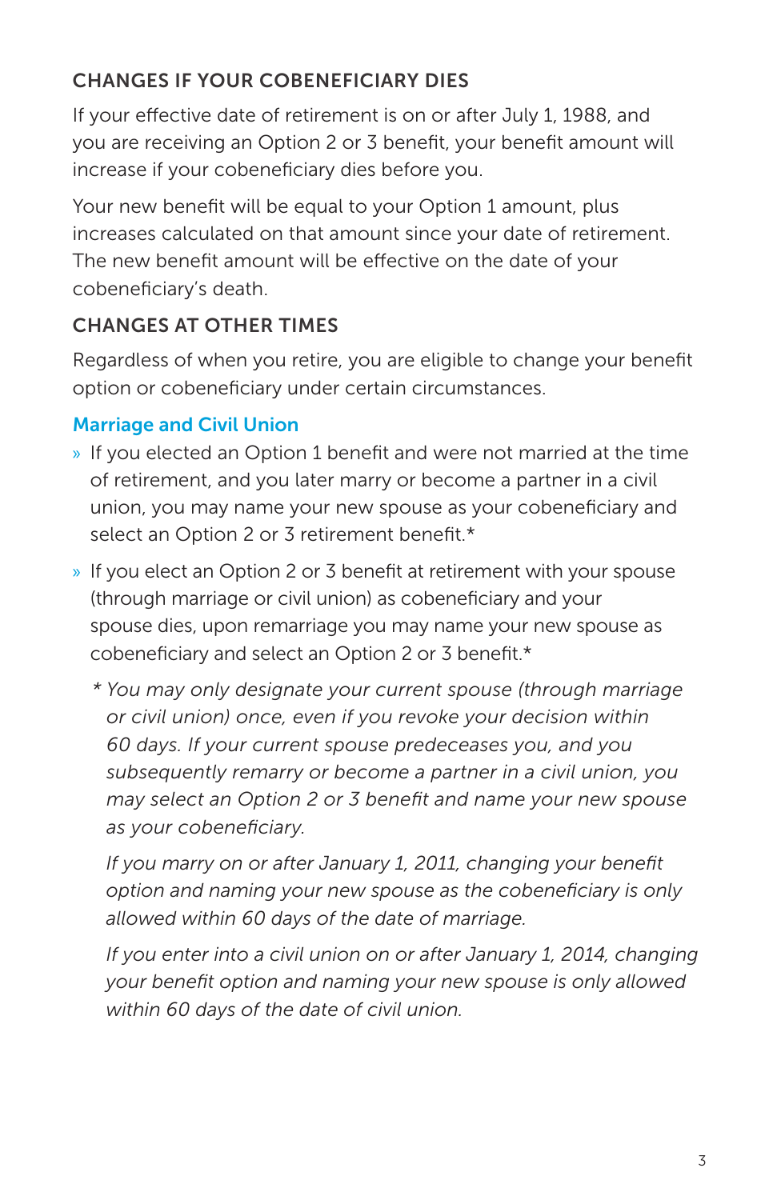## CHANGES IF YOUR COBENEFICIARY DIES

If your effective date of retirement is on or after July 1, 1988, and you are receiving an Option 2 or 3 benefit, your benefit amount will increase if your cobeneficiary dies before you.

Your new benefit will be equal to your Option 1 amount, plus increases calculated on that amount since your date of retirement. The new benefit amount will be effective on the date of your cobeneficiary's death.

## CHANGES AT OTHER TIMES

Regardless of when you retire, you are eligible to change your benefit option or cobeneficiary under certain circumstances.

### Marriage and Civil Union

- If you elected an Option 1 benefit and were not married at the time of retirement, and you later marry or become a partner in a civil union, you may name your new spouse as your cobeneficiary and select an Option 2 or 3 retirement benefit.*
- If you elect an Option 2 or 3 benefit at retirement with your spouse (through marriage or civil union) as cobeneficiary and your spouse dies, upon remarriage you may name your new spouse as cobeneficiary and select an Option 2 or 3 benefit.*

*\* You may only designate your current spouse (through marriage or civil union) once, even if you revoke your decision within 60 days. If your current spouse predeceases you, and you subsequently remarry or become a partner in a civil union, you may select an Option 2 or 3 benefit and name your new spouse as your cobeneficiary.*

*If you marry on or after January 1, 2011, changing your benefit option and naming your new spouse as the cobeneficiary is only allowed within 60 days of the date of marriage.*

*If you enter into a civil union on or after January 1, 2014, changing your benefit option and naming your new spouse is only allowed within 60 days of the date of civil union.*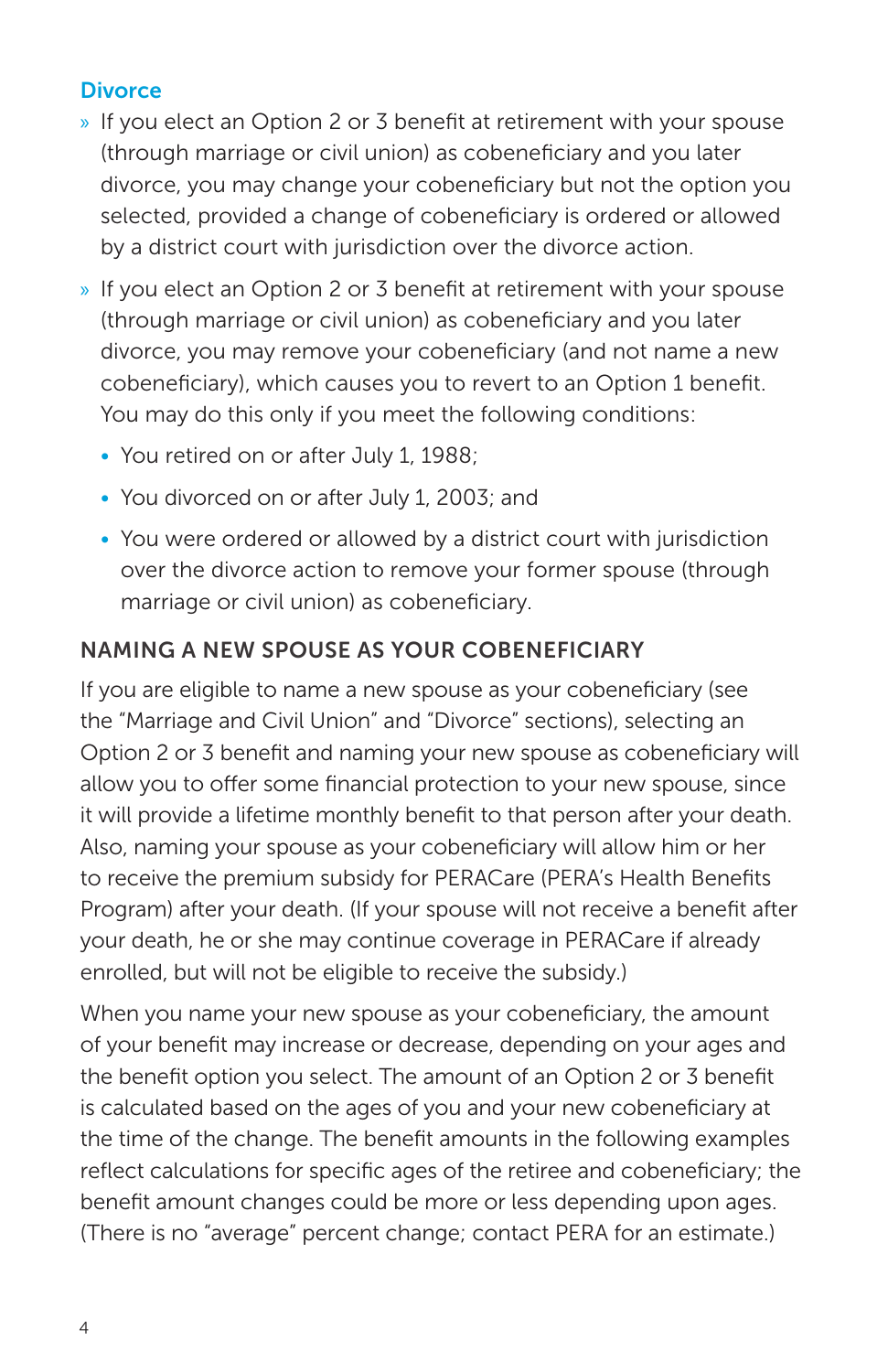### Divorce

- If you elect an Option 2 or 3 benefit at retirement with your spouse (through marriage or civil union) as cobeneficiary and you later divorce, you may change your cobeneficiary but not the option you selected, provided a change of cobeneficiary is ordered or allowed by a district court with jurisdiction over the divorce action.
- If you elect an Option 2 or 3 benefit at retirement with your spouse (through marriage or civil union) as cobeneficiary and you later divorce, you may remove your cobeneficiary (and not name a new cobeneficiary), which causes you to revert to an Option 1 benefit. You may do this only if you meet the following conditions:
  - You retired on or after July 1, 1988;
  - You divorced on or after July 1, 2003; and
  - You were ordered or allowed by a district court with jurisdiction over the divorce action to remove your former spouse (through marriage or civil union) as cobeneficiary.

### NAMING A NEW SPOUSE AS YOUR COBENEFICIARY

If you are eligible to name a new spouse as your cobeneficiary (see the "Marriage and Civil Union" and "Divorce" sections), selecting an Option 2 or 3 benefit and naming your new spouse as cobeneficiary will allow you to offer some financial protection to your new spouse, since it will provide a lifetime monthly benefit to that person after your death. Also, naming your spouse as your cobeneficiary will allow him or her to receive the premium subsidy for PERACare (PERA's Health Benefits Program) after your death. (If your spouse will not receive a benefit after your death, he or she may continue coverage in PERACare if already enrolled, but will not be eligible to receive the subsidy.)

When you name your new spouse as your cobeneficiary, the amount of your benefit may increase or decrease, depending on your ages and the benefit option you select. The amount of an Option 2 or 3 benefit is calculated based on the ages of you and your new cobeneficiary at the time of the change. The benefit amounts in the following examples reflect calculations for specific ages of the retiree and cobeneficiary; the benefit amount changes could be more or less depending upon ages. (There is no "average" percent change; contact PERA for an estimate.)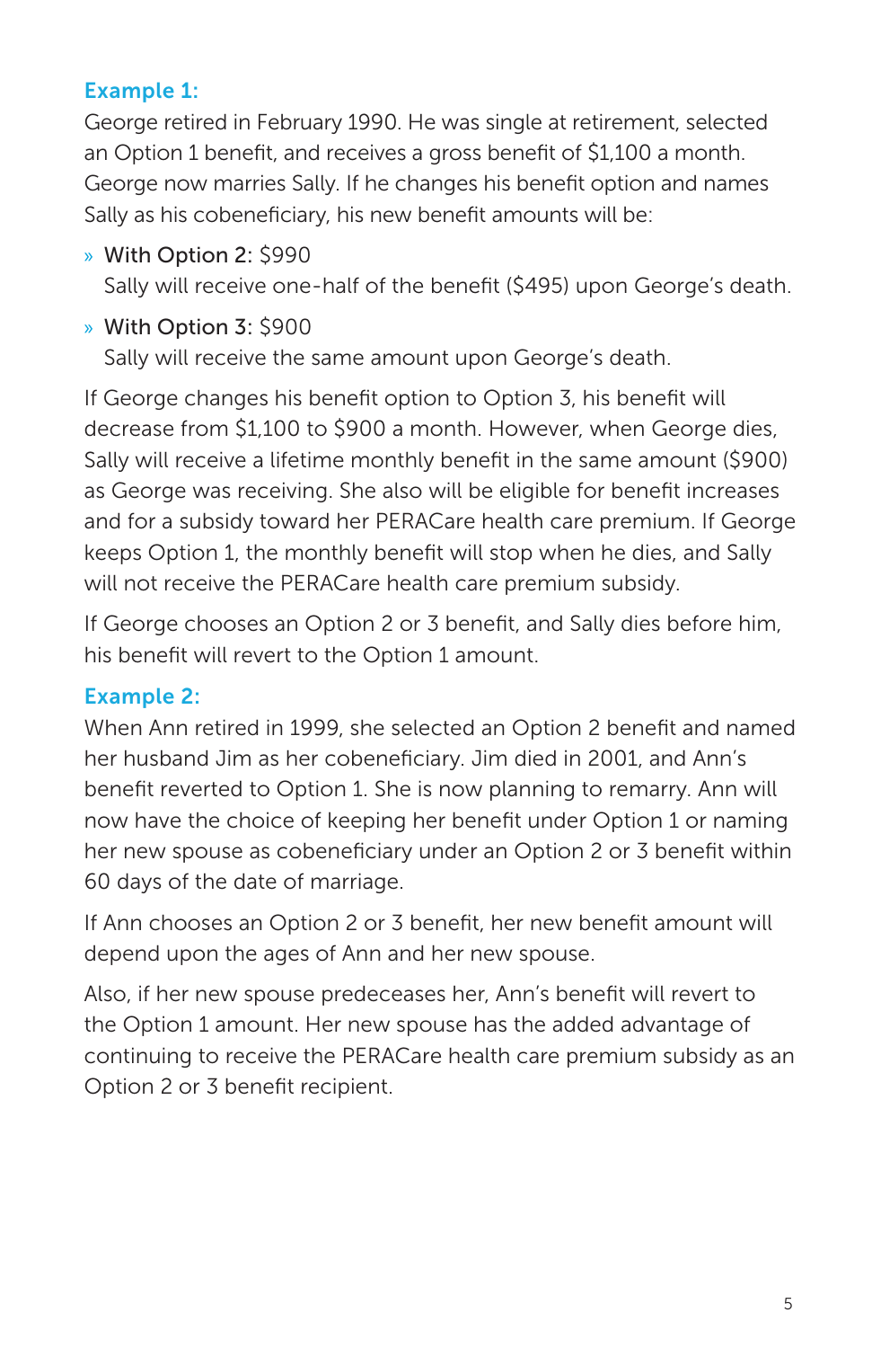### Example 1:

George retired in February 1990. He was single at retirement, selected an Option 1 benefit, and receives a gross benefit of $1,100 a month. George now marries Sally. If he changes his benefit option and names Sally as his cobeneficiary, his new benefit amounts will be:

- **With Option 2:** $990
  Sally will receive one-half of the benefit ($495) upon George's death.
- **With Option 3:** $900
  Sally will receive the same amount upon George's death.

If George changes his benefit option to Option 3, his benefit will decrease from $1,100 to $900 a month. However, when George dies, Sally will receive a lifetime monthly benefit in the same amount ($900) as George was receiving. She also will be eligible for benefit increases and for a subsidy toward her PERACare health care premium. If George keeps Option 1, the monthly benefit will stop when he dies, and Sally will not receive the PERACare health care premium subsidy.

If George chooses an Option 2 or 3 benefit, and Sally dies before him, his benefit will revert to the Option 1 amount.

### Example 2:

When Ann retired in 1999, she selected an Option 2 benefit and named her husband Jim as her cobeneficiary. Jim died in 2001, and Ann's benefit reverted to Option 1. She is now planning to remarry. Ann will now have the choice of keeping her benefit under Option 1 or naming her new spouse as cobeneficiary under an Option 2 or 3 benefit within 60 days of the date of marriage.

If Ann chooses an Option 2 or 3 benefit, her new benefit amount will depend upon the ages of Ann and her new spouse.

Also, if her new spouse predeceases her, Ann's benefit will revert to the Option 1 amount. Her new spouse has the added advantage of continuing to receive the PERACare health care premium subsidy as an Option 2 or 3 benefit recipient.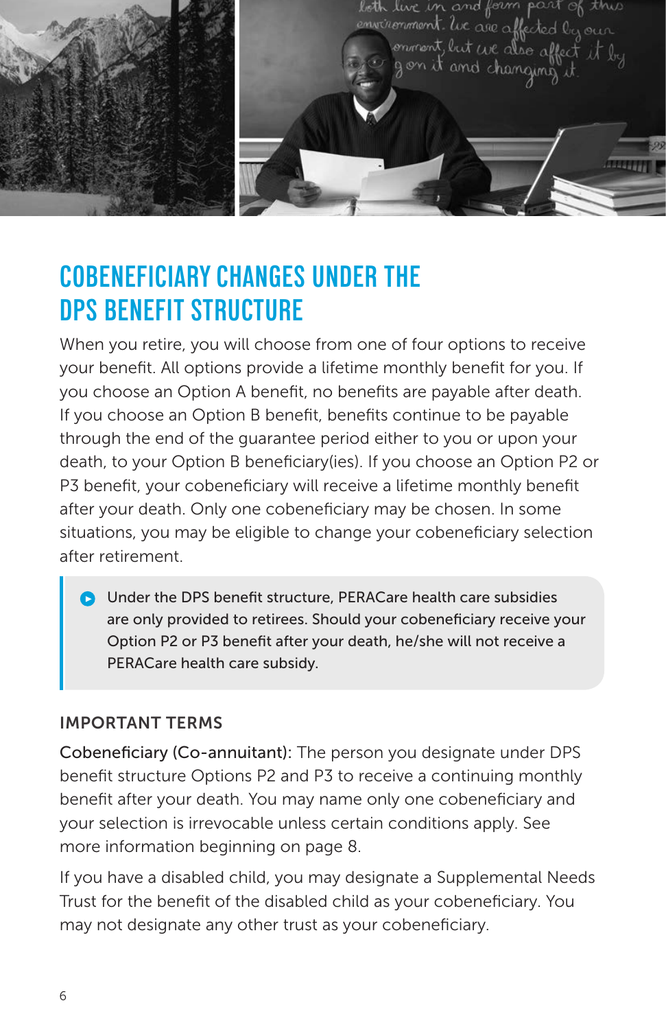## COBENEFICIARY CHANGES UNDER THE DPS BENEFIT STRUCTURE

When you retire, you will choose from one of four options to receive your benefit. All options provide a lifetime monthly benefit for you. If you choose an Option A benefit, no benefits are payable after death. If you choose an Option B benefit, benefits continue to be payable through the end of the guarantee period either to you or upon your death, to your Option B beneficiary(ies). If you choose an Option P2 or P3 benefit, your cobeneficiary will receive a lifetime monthly benefit after your death. Only one cobeneficiary may be chosen. In some situations, you may be eligible to change your cobeneficiary selection after retirement.

> Under the DPS benefit structure, PERACare health care subsidies are only provided to retirees. Should your cobeneficiary receive your Option P2 or P3 benefit after your death, he/she will not receive a PERACare health care subsidy.

### IMPORTANT TERMS

Cobeneficiary (Co-annuitant): The person you designate under DPS benefit structure Options P2 and P3 to receive a continuing monthly benefit after your death. You may name only one cobeneficiary and your selection is irrevocable unless certain conditions apply. See more information beginning on page 8.

If you have a disabled child, you may designate a Supplemental Needs Trust for the benefit of the disabled child as your cobeneficiary. You may not designate any other trust as your cobeneficiary.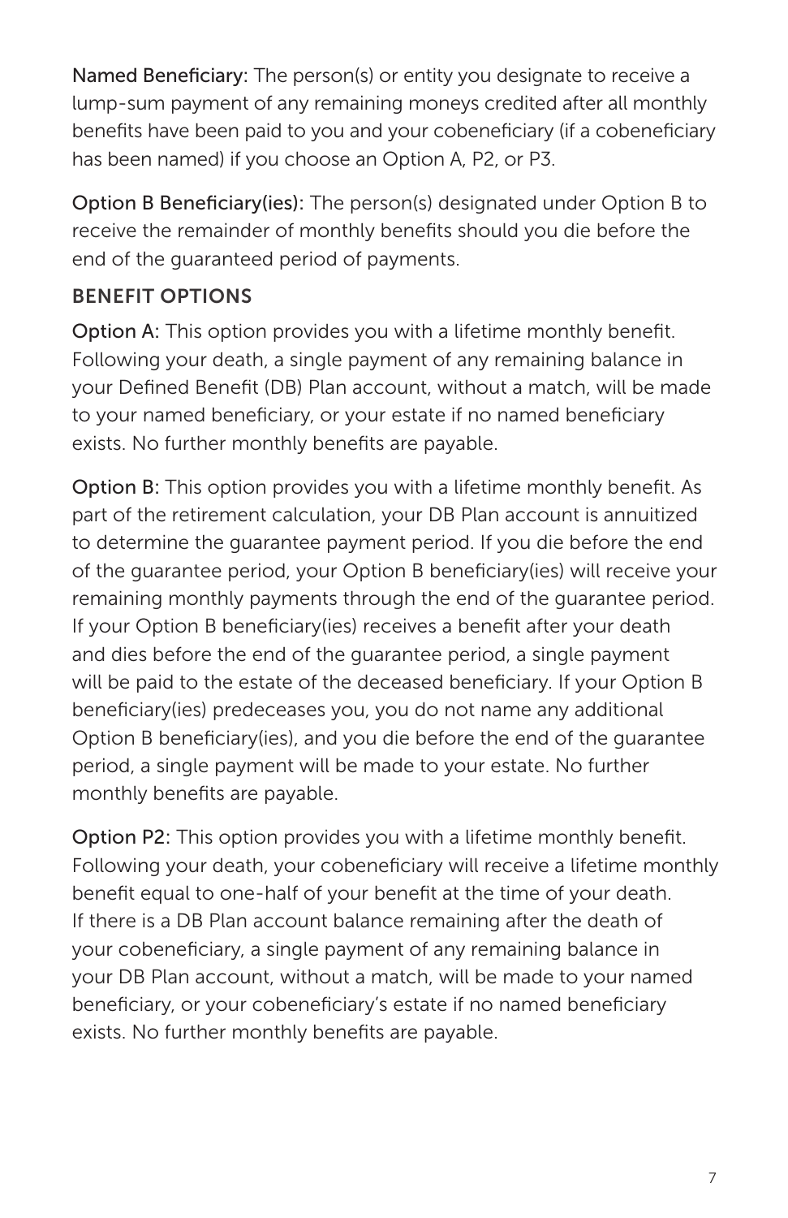**Named Beneficiary:** The person(s) or entity you designate to receive a lump-sum payment of any remaining moneys credited after all monthly benefits have been paid to you and your cobeneficiary (if a cobeneficiary has been named) if you choose an Option A, P2, or P3.

**Option B Beneficiary(ies):** The person(s) designated under Option B to receive the remainder of monthly benefits should you die before the end of the guaranteed period of payments.

## BENEFIT OPTIONS

**Option A:** This option provides you with a lifetime monthly benefit. Following your death, a single payment of any remaining balance in your Defined Benefit (DB) Plan account, without a match, will be made to your named beneficiary, or your estate if no named beneficiary exists. No further monthly benefits are payable.

**Option B:** This option provides you with a lifetime monthly benefit. As part of the retirement calculation, your DB Plan account is annuitized to determine the guarantee payment period. If you die before the end of the guarantee period, your Option B beneficiary(ies) will receive your remaining monthly payments through the end of the guarantee period. If your Option B beneficiary(ies) receives a benefit after your death and dies before the end of the guarantee period, a single payment will be paid to the estate of the deceased beneficiary. If your Option B beneficiary(ies) predeceases you, you do not name any additional Option B beneficiary(ies), and you die before the end of the guarantee period, a single payment will be made to your estate. No further monthly benefits are payable.

**Option P2:** This option provides you with a lifetime monthly benefit. Following your death, your cobeneficiary will receive a lifetime monthly benefit equal to one-half of your benefit at the time of your death. If there is a DB Plan account balance remaining after the death of your cobeneficiary, a single payment of any remaining balance in your DB Plan account, without a match, will be made to your named beneficiary, or your cobeneficiary's estate if no named beneficiary exists. No further monthly benefits are payable.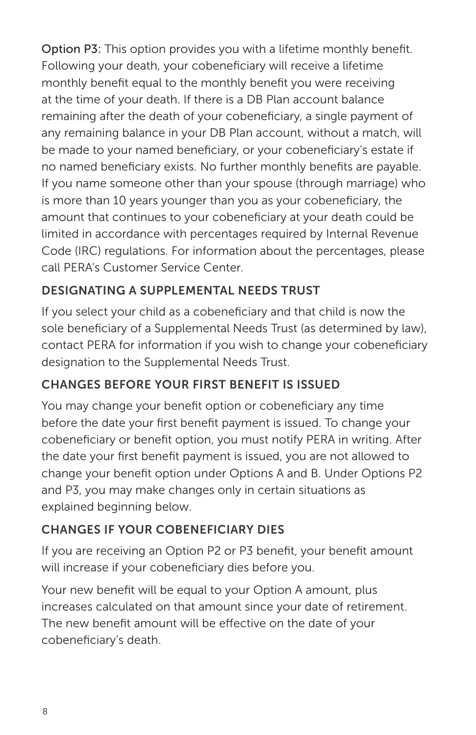**Option P3:** This option provides you with a lifetime monthly benefit. Following your death, your cobeneficiary will receive a lifetime monthly benefit equal to the monthly benefit you were receiving at the time of your death. If there is a DB Plan account balance remaining after the death of your cobeneficiary, a single payment of any remaining balance in your DB Plan account, without a match, will be made to your named beneficiary, or your cobeneficiary's estate if no named beneficiary exists. No further monthly benefits are payable. If you name someone other than your spouse (through marriage) who is more than 10 years younger than you as your cobeneficiary, the amount that continues to your cobeneficiary at your death could be limited in accordance with percentages required by Internal Revenue Code (IRC) regulations. For information about the percentages, please call PERA's Customer Service Center.

### DESIGNATING A SUPPLEMENTAL NEEDS TRUST

If you select your child as a cobeneficiary and that child is now the sole beneficiary of a Supplemental Needs Trust (as determined by law), contact PERA for information if you wish to change your cobeneficiary designation to the Supplemental Needs Trust.

### CHANGES BEFORE YOUR FIRST BENEFIT IS ISSUED

You may change your benefit option or cobeneficiary any time before the date your first benefit payment is issued. To change your cobeneficiary or benefit option, you must notify PERA in writing. After the date your first benefit payment is issued, you are not allowed to change your benefit option under Options A and B. Under Options P2 and P3, you may make changes only in certain situations as explained beginning below.

### CHANGES IF YOUR COBENEFICIARY DIES

If you are receiving an Option P2 or P3 benefit, your benefit amount will increase if your cobeneficiary dies before you.

Your new benefit will be equal to your Option A amount, plus increases calculated on that amount since your date of retirement. The new benefit amount will be effective on the date of your cobeneficiary's death.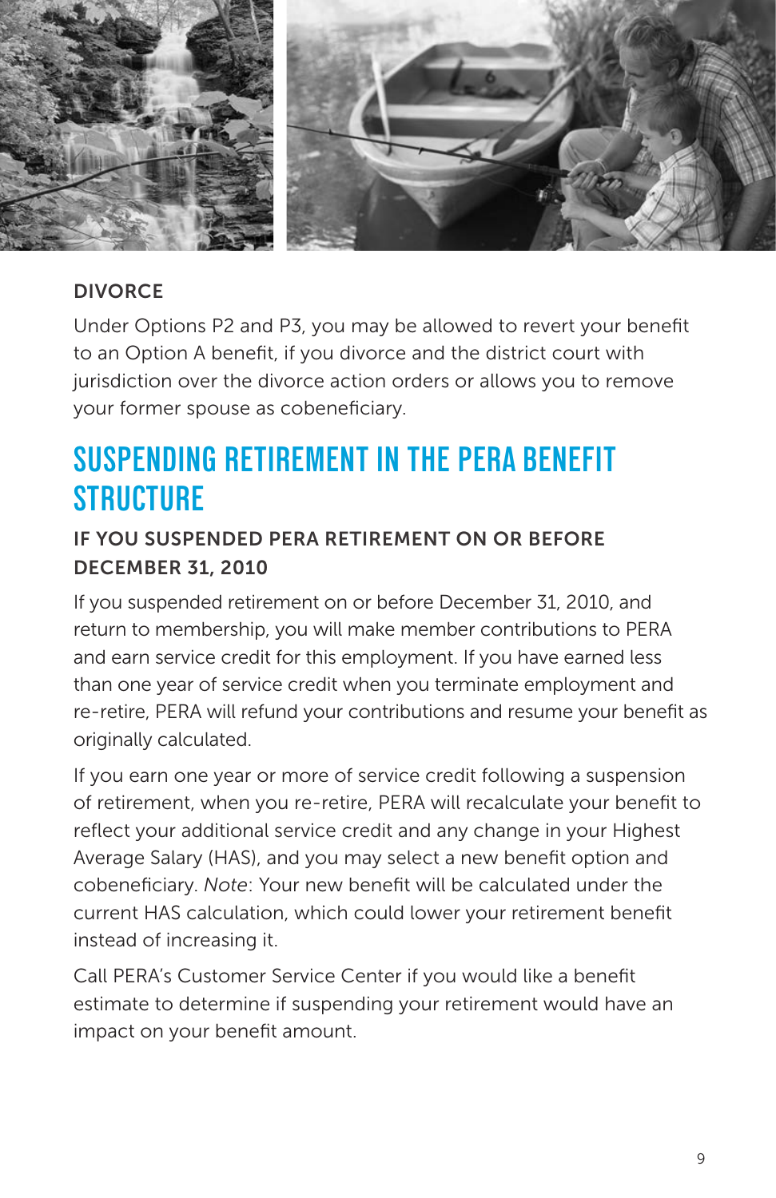### DIVORCE

Under Options P2 and P3, you may be allowed to revert your benefit to an Option A benefit, if you divorce and the district court with jurisdiction over the divorce action orders or allows you to remove your former spouse as cobeneficiary.

## SUSPENDING RETIREMENT IN THE PERA BENEFIT STRUCTURE

### IF YOU SUSPENDED PERA RETIREMENT ON OR BEFORE DECEMBER 31, 2010

If you suspended retirement on or before December 31, 2010, and return to membership, you will make member contributions to PERA and earn service credit for this employment. If you have earned less than one year of service credit when you terminate employment and re-retire, PERA will refund your contributions and resume your benefit as originally calculated.

If you earn one year or more of service credit following a suspension of retirement, when you re-retire, PERA will recalculate your benefit to reflect your additional service credit and any change in your Highest Average Salary (HAS), and you may select a new benefit option and cobeneficiary. *Note*: Your new benefit will be calculated under the current HAS calculation, which could lower your retirement benefit instead of increasing it.

Call PERA's Customer Service Center if you would like a benefit estimate to determine if suspending your retirement would have an impact on your benefit amount.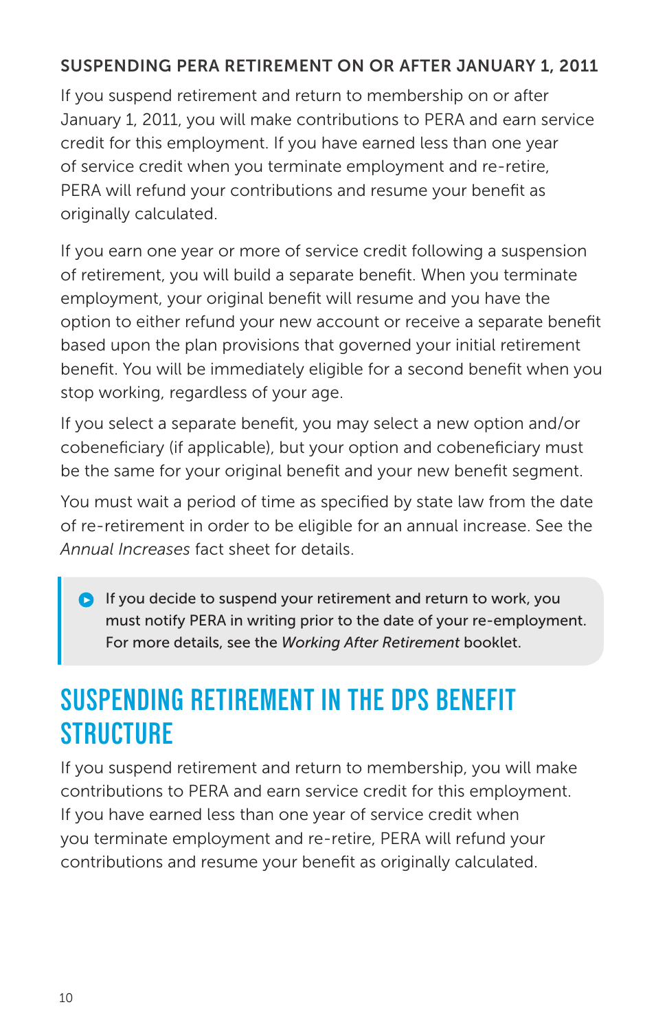### SUSPENDING PERA RETIREMENT ON OR AFTER JANUARY 1, 2011

If you suspend retirement and return to membership on or after January 1, 2011, you will make contributions to PERA and earn service credit for this employment. If you have earned less than one year of service credit when you terminate employment and re-retire, PERA will refund your contributions and resume your benefit as originally calculated.

If you earn one year or more of service credit following a suspension of retirement, you will build a separate benefit. When you terminate employment, your original benefit will resume and you have the option to either refund your new account or receive a separate benefit based upon the plan provisions that governed your initial retirement benefit. You will be immediately eligible for a second benefit when you stop working, regardless of your age.

If you select a separate benefit, you may select a new option and/or cobeneficiary (if applicable), but your option and cobeneficiary must be the same for your original benefit and your new benefit segment.

You must wait a period of time as specified by state law from the date of re-retirement in order to be eligible for an annual increase. See the *Annual Increases* fact sheet for details.

> If you decide to suspend your retirement and return to work, you must notify PERA in writing prior to the date of your re-employment. For more details, see the *Working After Retirement* booklet.

## SUSPENDING RETIREMENT IN THE DPS BENEFIT STRUCTURE

If you suspend retirement and return to membership, you will make contributions to PERA and earn service credit for this employment. If you have earned less than one year of service credit when you terminate employment and re-retire, PERA will refund your contributions and resume your benefit as originally calculated.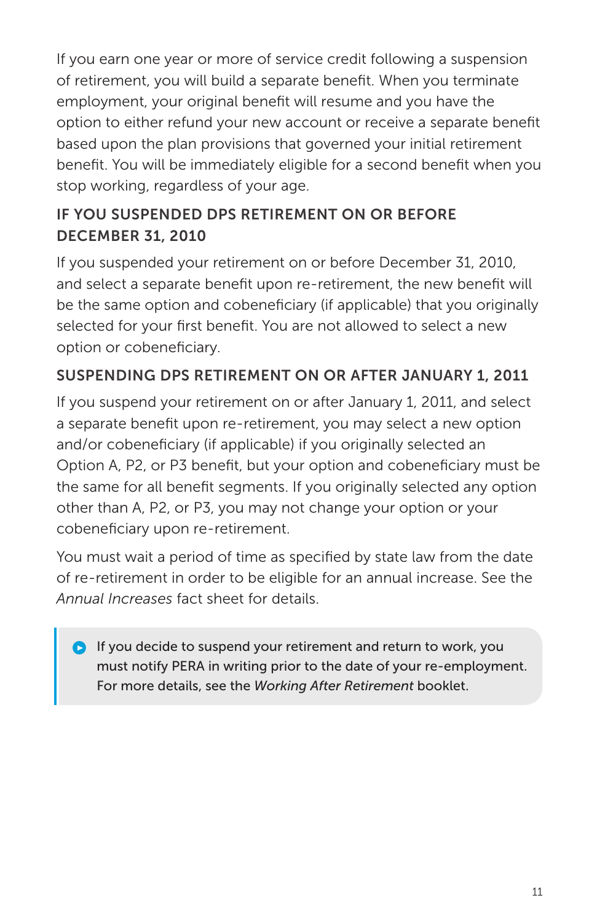If you earn one year or more of service credit following a suspension of retirement, you will build a separate benefit. When you terminate employment, your original benefit will resume and you have the option to either refund your new account or receive a separate benefit based upon the plan provisions that governed your initial retirement benefit. You will be immediately eligible for a second benefit when you stop working, regardless of your age.

### IF YOU SUSPENDED DPS RETIREMENT ON OR BEFORE DECEMBER 31, 2010

If you suspended your retirement on or before December 31, 2010, and select a separate benefit upon re-retirement, the new benefit will be the same option and cobeneficiary (if applicable) that you originally selected for your first benefit. You are not allowed to select a new option or cobeneficiary.

### SUSPENDING DPS RETIREMENT ON OR AFTER JANUARY 1, 2011

If you suspend your retirement on or after January 1, 2011, and select a separate benefit upon re-retirement, you may select a new option and/or cobeneficiary (if applicable) if you originally selected an Option A, P2, or P3 benefit, but your option and cobeneficiary must be the same for all benefit segments. If you originally selected any option other than A, P2, or P3, you may not change your option or your cobeneficiary upon re-retirement.

You must wait a period of time as specified by state law from the date of re-retirement in order to be eligible for an annual increase. See the *Annual Increases* fact sheet for details.

> If you decide to suspend your retirement and return to work, you must notify PERA in writing prior to the date of your re-employment. For more details, see the *Working After Retirement* booklet.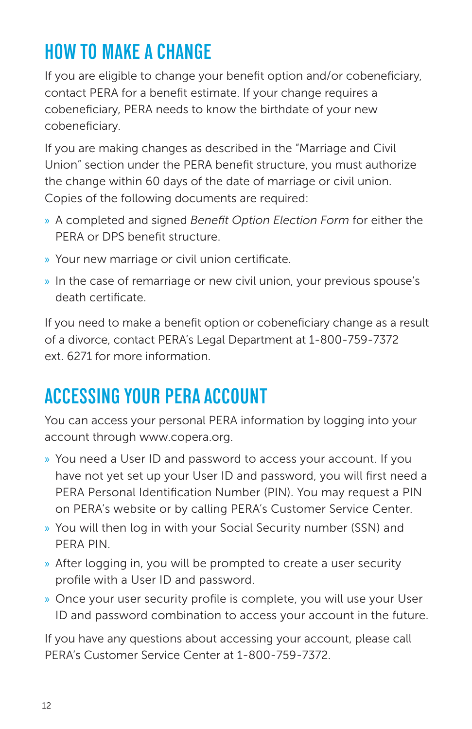## HOW TO MAKE A CHANGE

If you are eligible to change your benefit option and/or cobeneficiary, contact PERA for a benefit estimate. If your change requires a cobeneficiary, PERA needs to know the birthdate of your new cobeneficiary.

If you are making changes as described in the "Marriage and Civil Union" section under the PERA benefit structure, you must authorize the change within 60 days of the date of marriage or civil union. Copies of the following documents are required:

- A completed and signed *Benefit Option Election Form* for either the PERA or DPS benefit structure.
- Your new marriage or civil union certificate.
- In the case of remarriage or new civil union, your previous spouse's death certificate.

If you need to make a benefit option or cobeneficiary change as a result of a divorce, contact PERA's Legal Department at 1-800-759-7372 ext. 6271 for more information.

## ACCESSING YOUR PERA ACCOUNT

You can access your personal PERA information by logging into your account through www.copera.org.

- You need a User ID and password to access your account. If you have not yet set up your User ID and password, you will first need a PERA Personal Identification Number (PIN). You may request a PIN on PERA's website or by calling PERA's Customer Service Center.
- You will then log in with your Social Security number (SSN) and PERA PIN.
- After logging in, you will be prompted to create a user security profile with a User ID and password.
- Once your user security profile is complete, you will use your User ID and password combination to access your account in the future.

If you have any questions about accessing your account, please call PERA's Customer Service Center at 1-800-759-7372.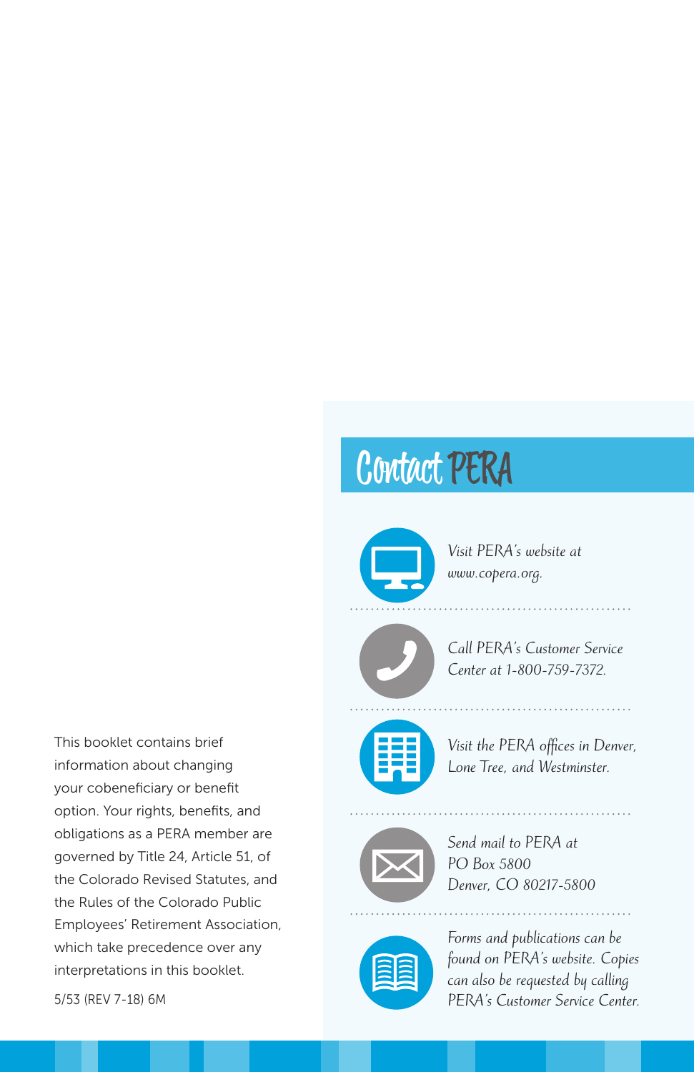This booklet contains brief information about changing your cobeneficiary or benefit option. Your rights, benefits, and obligations as a PERA member are governed by Title 24, Article 51, of the Colorado Revised Statutes, and the Rules of the Colorado Public Employees' Retirement Association, which take precedence over any interpretations in this booklet.

5/53 (REV 7-18) 6M

## Contact PERA

*Visit PERA's website at www.copera.org.*

*Call PERA's Customer Service Center at 1-800-759-7372.*

*Visit the PERA offices in Denver, Lone Tree, and Westminster.*

*Send mail to PERA at*
*PO Box 5800*
*Denver, CO 80217-5800*

*Forms and publications can be found on PERA's website. Copies can also be requested by calling PERA's Customer Service Center.*